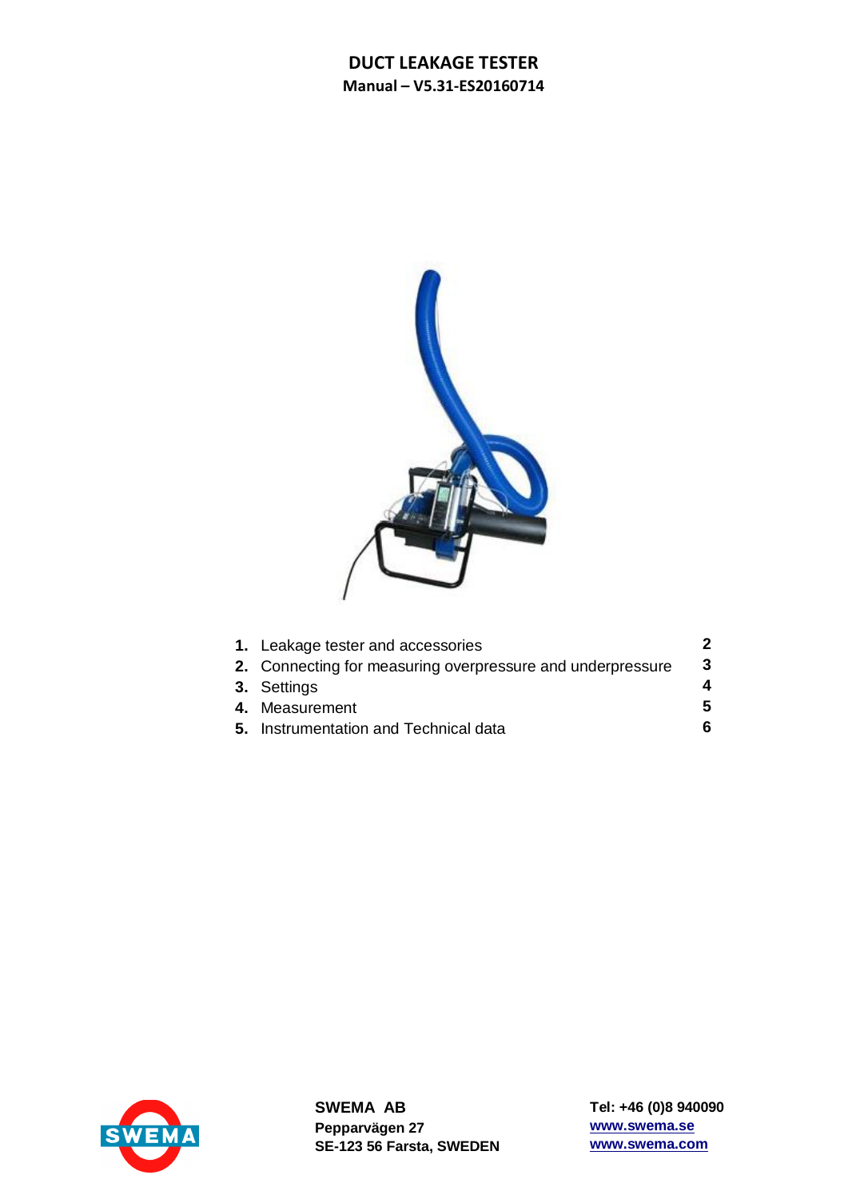# DUCT LEAKAGE TESTER

**Manual – V5.31-ES20160714**

| | | |
|---|---|---|
| **1.** | Leakage tester and accessories | **2** |
| **2.** | Connecting for measuring overpressure and underpressure | **3** |
| **3.** | Settings | **4** |
| **4.** | Measurement | **5** |
| **5.** | Instrumentation and Technical data | **6** |

**SWEMA AB**
**Pepparvägen 27**
**SE-123 56 Farsta, SWEDEN**

**Tel: +46 (0)8 940090**
**www.swema.se**
**www.swema.com**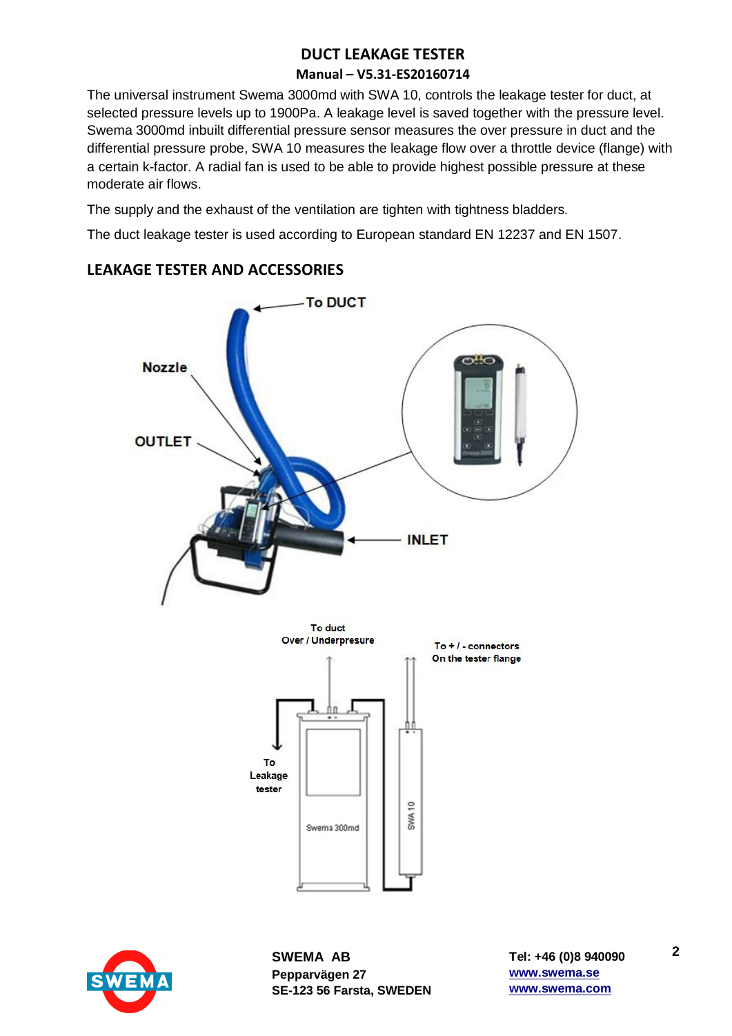# DUCT LEAKAGE TESTER

**Manual – V5.31-ES20160714**

The universal instrument Swema 3000md with SWA 10, controls the leakage tester for duct, at selected pressure levels up to 1900Pa. A leakage level is saved together with the pressure level. Swema 3000md inbuilt differential pressure sensor measures the over pressure in duct and the differential pressure probe, SWA 10 measures the leakage flow over a throttle device (flange) with a certain k-factor. A radial fan is used to be able to provide highest possible pressure at these moderate air flows.

The supply and the exhaust of the ventilation are tighten with tightness bladders.

The duct leakage tester is used according to European standard EN 12237 and EN 1507.

## LEAKAGE TESTER AND ACCESSORIES

To DUCT

Nozzle

OUTLET

INLET

To duct
Over / Underpresure

To + / - connectors
On the tester flange

To
Leakage
tester

Swema 300md

SWA 10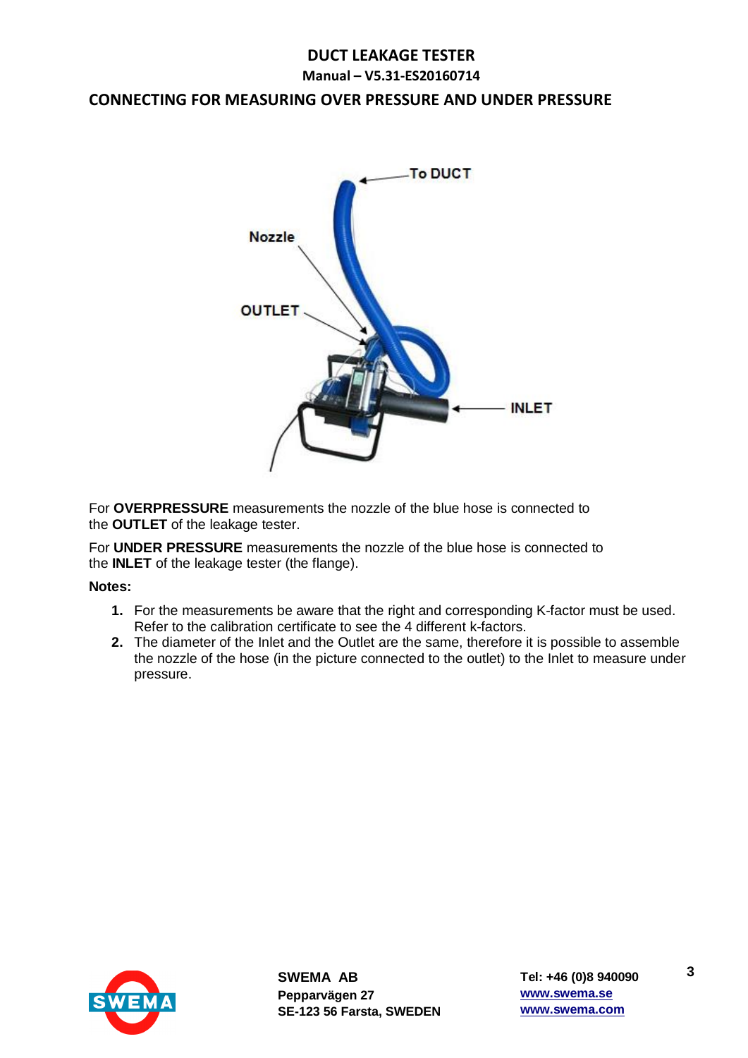## CONNECTING FOR MEASURING OVER PRESSURE AND UNDER PRESSURE

For **OVERPRESSURE** measurements the nozzle of the blue hose is connected to the **OUTLET** of the leakage tester.

For **UNDER PRESSURE** measurements the nozzle of the blue hose is connected to the **INLET** of the leakage tester (the flange).

**Notes:**

1. For the measurements be aware that the right and corresponding K-factor must be used. Refer to the calibration certificate to see the 4 different k-factors.
2. The diameter of the Inlet and the Outlet are the same, therefore it is possible to assemble the nozzle of the hose (in the picture connected to the outlet) to the Inlet to measure under pressure.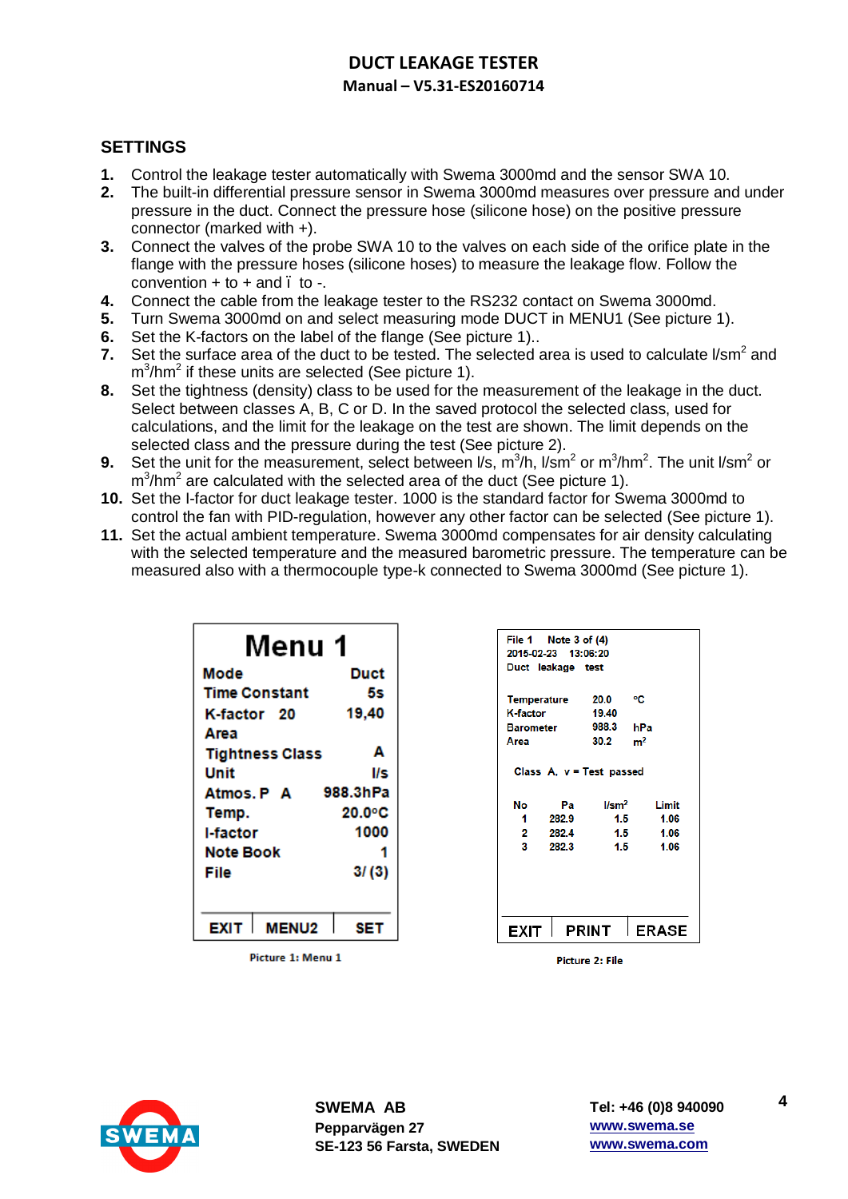## SETTINGS

1. Control the leakage tester automatically with Swema 3000md and the sensor SWA 10.
2. The built-in differential pressure sensor in Swema 3000md measures over pressure and under pressure in the duct. Connect the pressure hose (silicone hose) on the positive pressure connector (marked with +).
3. Connect the valves of the probe SWA 10 to the valves on each side of the orifice plate in the flange with the pressure hoses (silicone hoses) to measure the leakage flow. Follow the convention + to + and ï to -.
4. Connect the cable from the leakage tester to the RS232 contact on Swema 3000md.
5. Turn Swema 3000md on and select measuring mode DUCT in MENU1 (See picture 1).
6. Set the K-factors on the label of the flange (See picture 1)..
7. Set the surface area of the duct to be tested. The selected area is used to calculate l/sm$^2$ and m$^3$/hm$^2$ if these units are selected (See picture 1).
8. Set the tightness (density) class to be used for the measurement of the leakage in the duct. Select between classes A, B, C or D. In the saved protocol the selected class, used for calculations, and the limit for the leakage on the test are shown. The limit depends on the selected class and the pressure during the test (See picture 2).
9. Set the unit for the measurement, select between l/s, m$^3$/h, l/sm$^2$ or m$^3$/hm$^2$. The unit l/sm$^2$ or m$^3$/hm$^2$ are calculated with the selected area of the duct (See picture 1).
10. Set the I-factor for duct leakage tester. 1000 is the standard factor for Swema 3000md to control the fan with PID-regulation, however any other factor can be selected (See picture 1).
11. Set the actual ambient temperature. Swema 3000md compensates for air density calculating with the selected temperature and the measured barometric pressure. The temperature can be measured also with a thermocouple type-k connected to Swema 3000md (See picture 1).

**Menu 1**

| | |
|---|---|
| Mode | Duct |
| Time Constant | 5s |
| K-factor 20 | 19,40 |
| Area | |
| Tightness Class | A |
| Unit | l/s |
| Atmos. P A | 988.3hPa |
| Temp. | 20.0°C |
| I-factor | 1000 |
| Note Book | 1 |
| File | 3/ (3) |

EXIT | MENU2 | SET

Picture 1: Menu 1

File 1 Note 3 of (4)
2015-02-23 13:06:20
Duct leakage test

| | | |
|---|---|---|
| Temperature | 20.0 | °C |
| K-factor | 19.40 | |
| Barometer | 988.3 | hPa |
| Area | 30.2 | m$^2$ |

Class A, v = Test passed

| No | Pa | l/sm$^2$ | Limit |
|---|---|---|---|
| 1 | 282.9 | 1.5 | 1.06 |
| 2 | 282.4 | 1.5 | 1.06 |
| 3 | 282.3 | 1.5 | 1.06 |

EXIT | PRINT | ERASE

Picture 2: File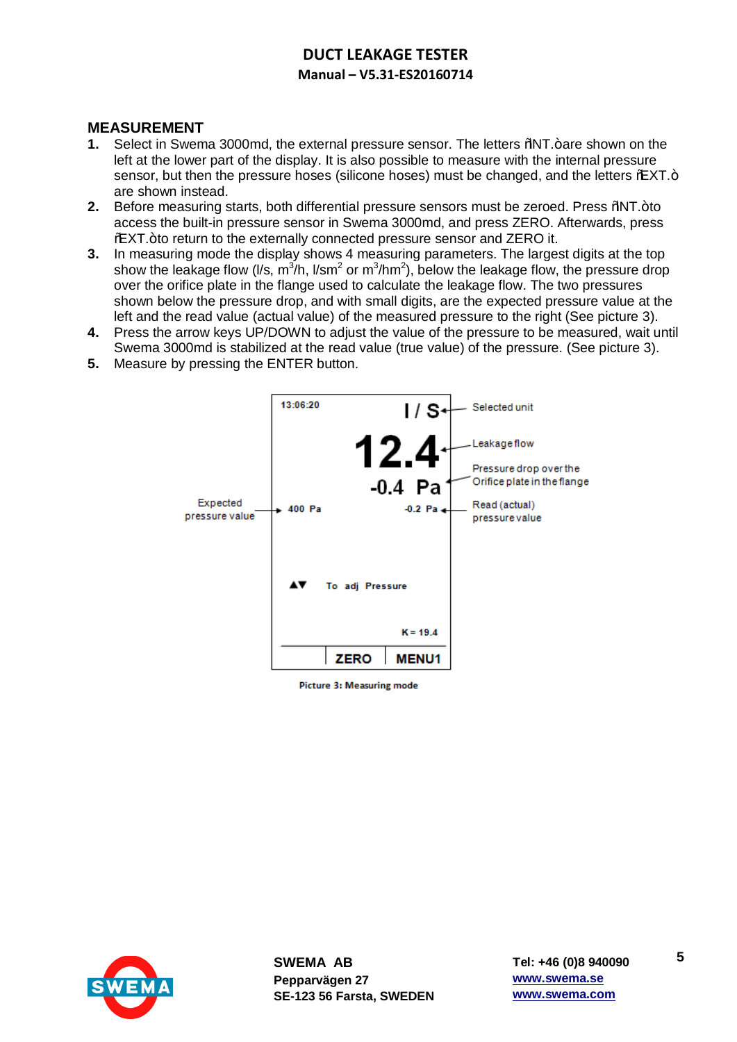## MEASUREMENT

1. Select in Swema 3000md, the external pressure sensor. The letters "INT." are shown on the left at the lower part of the display. It is also possible to measure with the internal pressure sensor, but then the pressure hoses (silicone hoses) must be changed, and the letters "EXT." are shown instead.
2. Before measuring starts, both differential pressure sensors must be zeroed. Press "INT." to access the built-in pressure sensor in Swema 3000md, and press ZERO. Afterwards, press "EXT." to return to the externally connected pressure sensor and ZERO it.
3. In measuring mode the display shows 4 measuring parameters. The largest digits at the top show the leakage flow (l/s, $m^3$/h, l/s$m^2$ or $m^3$/h$m^2$), below the leakage flow, the pressure drop over the orifice plate in the flange used to calculate the leakage flow. The two pressures shown below the pressure drop, and with small digits, are the expected pressure value at the left and the read value (actual value) of the measured pressure to the right (See picture 3).
4. Press the arrow keys UP/DOWN to adjust the value of the pressure to be measured, wait until Swema 3000md is stabilized at the read value (true value) of the pressure. (See picture 3).
5. Measure by pressing the ENTER button.

```
13:06:20                 l / s      <- Selected unit
                          12.4      <- Leakage flow
                       -0.4  Pa     <- Pressure drop over the Orifice plate in the flange
Expected pressure value -> 400 Pa     -0.2 Pa <- Read (actual) pressure value

▲▼   To adj Pressure

                          K = 19.4
           | ZERO | MENU1
```

Picture 3: Measuring mode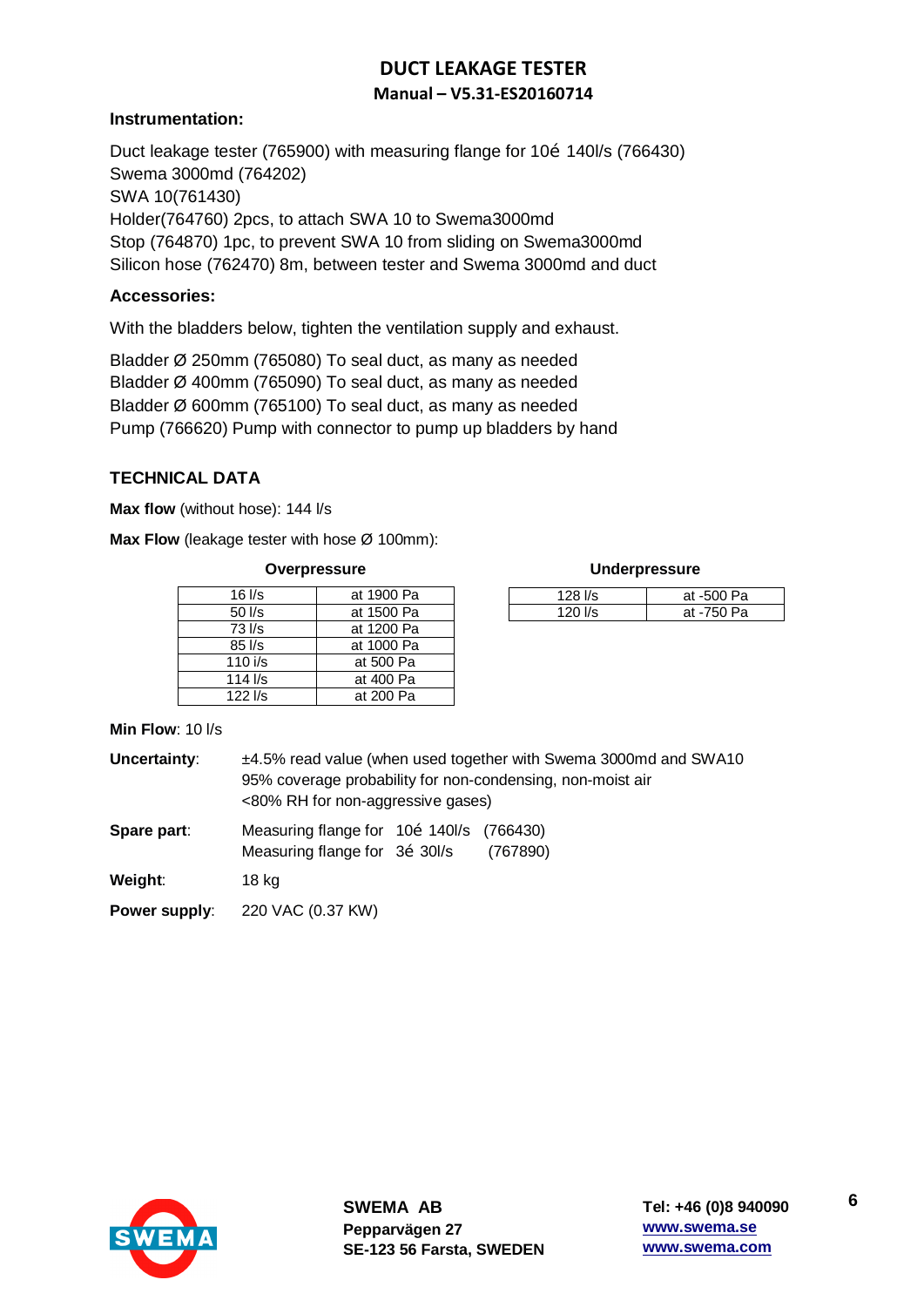# DUCT LEAKAGE TESTER

## Manual – V5.31-ES20160714

### Instrumentation:

Duct leakage tester (765900) with measuring flange for 10é 140l/s (766430)
Swema 3000md (764202)
SWA 10(761430)
Holder(764760) 2pcs, to attach SWA 10 to Swema3000md
Stop (764870) 1pc, to prevent SWA 10 from sliding on Swema3000md
Silicon hose (762470) 8m, between tester and Swema 3000md and duct

### Accessories:

With the bladders below, tighten the ventilation supply and exhaust.

Bladder Ø 250mm (765080) To seal duct, as many as needed
Bladder Ø 400mm (765090) To seal duct, as many as needed
Bladder Ø 600mm (765100) To seal duct, as many as needed
Pump (766620) Pump with connector to pump up bladders by hand

### TECHNICAL DATA

**Max flow** (without hose): 144 l/s

**Max Flow** (leakage tester with hose Ø 100mm):

**Overpressure**

| | |
|---|---|
| 16 l/s | at 1900 Pa |
| 50 l/s | at 1500 Pa |
| 73 l/s | at 1200 Pa |
| 85 l/s | at 1000 Pa |
| 110 i/s | at 500 Pa |
| 114 l/s | at 400 Pa |
| 122 l/s | at 200 Pa |

**Underpressure**

| | |
|---|---|
| 128 l/s | at -500 Pa |
| 120 l/s | at -750 Pa |

**Min Flow**: 10 l/s

**Uncertainty**: ±4.5% read value (when used together with Swema 3000md and SWA10
95% coverage probability for non-condensing, non-moist air
<80% RH for non-aggressive gases)

**Spare part**: Measuring flange for 10é 140l/s (766430)
Measuring flange for 3é 30l/s (767890)

**Weight**: 18 kg

**Power supply**: 220 VAC (0.37 KW)

**SWEMA AB**
**Pepparvägen 27**
**SE-123 56 Farsta, SWEDEN**

**Tel: +46 (0)8 940090**
**www.swema.se**
**www.swema.com**